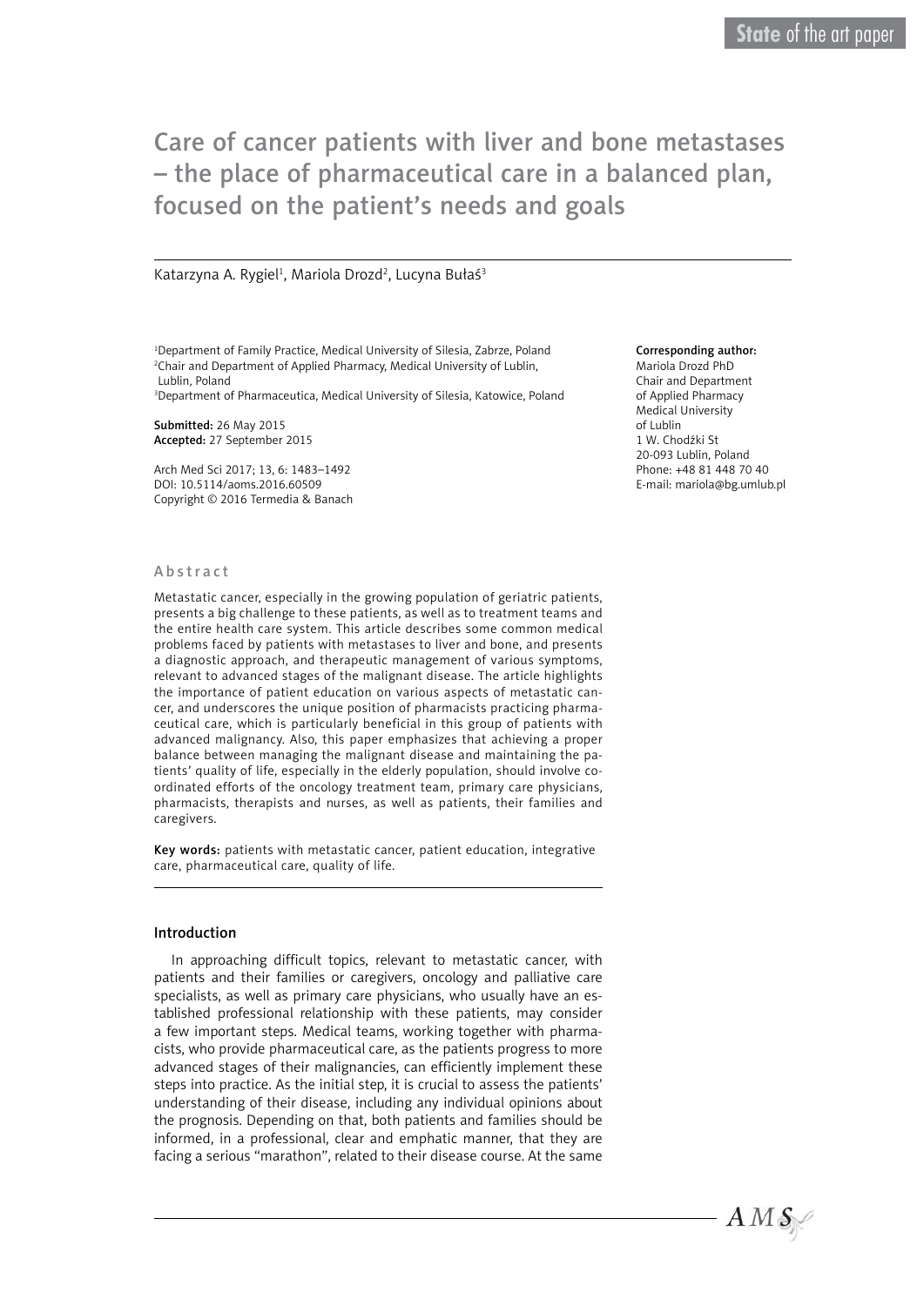State of the art paper

# Care of cancer patients with liver and bone metastases – the place of pharmaceutical care in a balanced plan, focused on the patient's needs and goals

Katarzyna A. Rygiel[1], Mariola Drozd[2], Lucyna Bułaś[3]

[1]Department of Family Practice, Medical University of Silesia, Zabrze, Poland
[2]Chair and Department of Applied Pharmacy, Medical University of Lublin, Lublin, Poland
[3]Department of Pharmaceutica, Medical University of Silesia, Katowice, Poland

**Submitted:** 26 May 2015
**Accepted:** 27 September 2015

Arch Med Sci 2017; 13, 6: 1483–1492
DOI: 10.5114/aoms.2016.60509
Copyright © 2016 Termedia & Banach

**Corresponding author:**
Mariola Drozd PhD
Chair and Department of Applied Pharmacy
Medical University of Lublin
1 W. Chodźki St
20-093 Lublin, Poland
Phone: +48 81 448 70 40
E-mail: mariola@bg.umlub.pl

## Abstract

Metastatic cancer, especially in the growing population of geriatric patients, presents a big challenge to these patients, as well as to treatment teams and the entire health care system. This article describes some common medical problems faced by patients with metastases to liver and bone, and presents a diagnostic approach, and therapeutic management of various symptoms, relevant to advanced stages of the malignant disease. The article highlights the importance of patient education on various aspects of metastatic cancer, and underscores the unique position of pharmacists practicing pharmaceutical care, which is particularly beneficial in this group of patients with advanced malignancy. Also, this paper emphasizes that achieving a proper balance between managing the malignant disease and maintaining the patients' quality of life, especially in the elderly population, should involve coordinated efforts of the oncology treatment team, primary care physicians, pharmacists, therapists and nurses, as well as patients, their families and caregivers.

**Key words:** patients with metastatic cancer, patient education, integrative care, pharmaceutical care, quality of life.

## Introduction

In approaching difficult topics, relevant to metastatic cancer, with patients and their families or caregivers, oncology and palliative care specialists, as well as primary care physicians, who usually have an established professional relationship with these patients, may consider a few important steps. Medical teams, working together with pharmacists, who provide pharmaceutical care, as the patients progress to more advanced stages of their malignancies, can efficiently implement these steps into practice. As the initial step, it is crucial to assess the patients' understanding of their disease, including any individual opinions about the prognosis. Depending on that, both patients and families should be informed, in a professional, clear and emphatic manner, that they are facing a serious "marathon", related to their disease course. At the same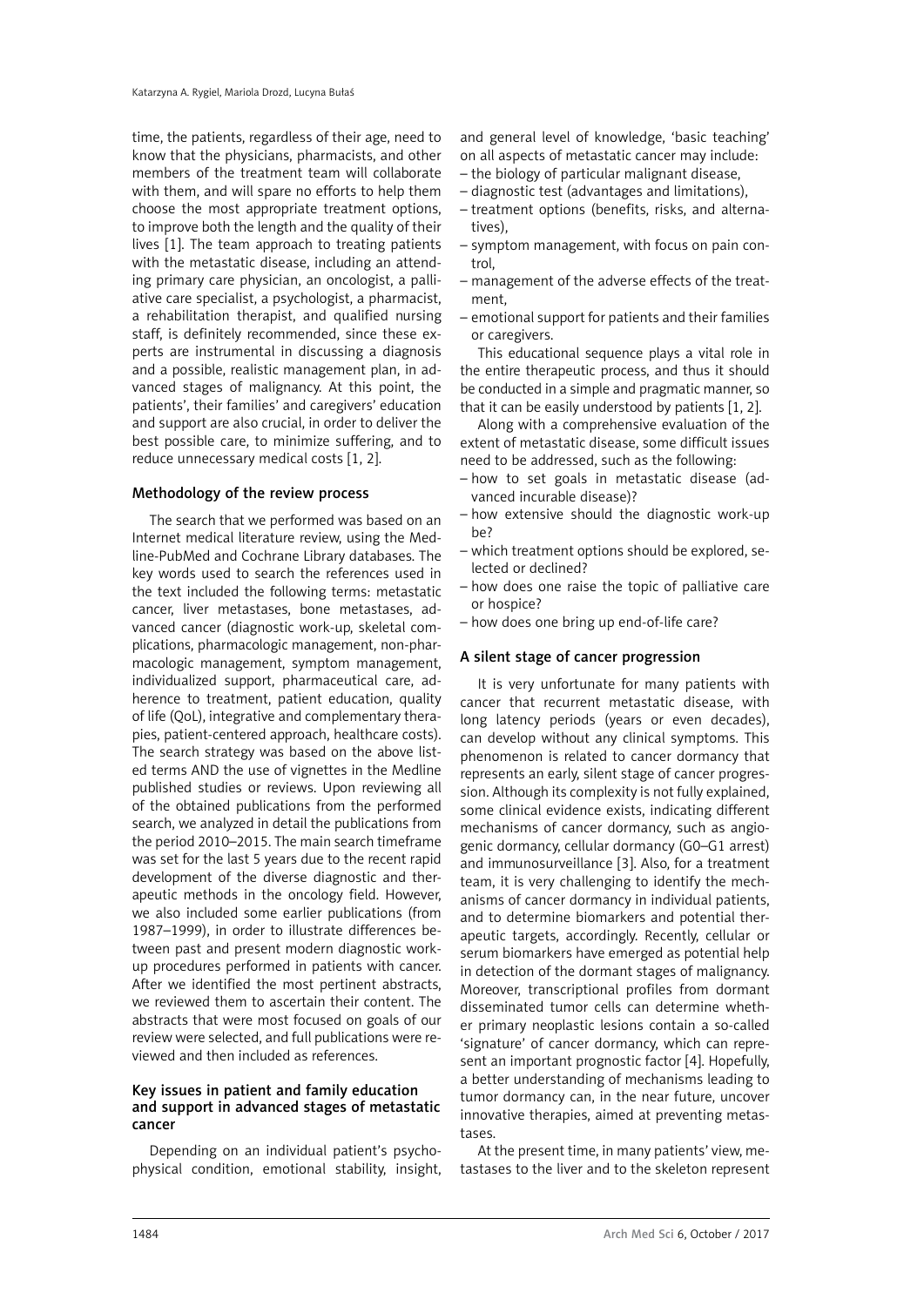time, the patients, regardless of their age, need to know that the physicians, pharmacists, and other members of the treatment team will collaborate with them, and will spare no efforts to help them choose the most appropriate treatment options, to improve both the length and the quality of their lives [1]. The team approach to treating patients with the metastatic disease, including an attending primary care physician, an oncologist, a palliative care specialist, a psychologist, a pharmacist, a rehabilitation therapist, and qualified nursing staff, is definitely recommended, since these experts are instrumental in discussing a diagnosis and a possible, realistic management plan, in advanced stages of malignancy. At this point, the patients', their families' and caregivers' education and support are also crucial, in order to deliver the best possible care, to minimize suffering, and to reduce unnecessary medical costs [1, 2].

## Methodology of the review process

The search that we performed was based on an Internet medical literature review, using the Medline-PubMed and Cochrane Library databases. The key words used to search the references used in the text included the following terms: metastatic cancer, liver metastases, bone metastases, advanced cancer (diagnostic work-up, skeletal complications, pharmacologic management, non-pharmacologic management, symptom management, individualized support, pharmaceutical care, adherence to treatment, patient education, quality of life (QoL), integrative and complementary therapies, patient-centered approach, healthcare costs). The search strategy was based on the above listed terms AND the use of vignettes in the Medline published studies or reviews. Upon reviewing all of the obtained publications from the performed search, we analyzed in detail the publications from the period 2010–2015. The main search timeframe was set for the last 5 years due to the recent rapid development of the diverse diagnostic and therapeutic methods in the oncology field. However, we also included some earlier publications (from 1987–1999), in order to illustrate differences between past and present modern diagnostic work-up procedures performed in patients with cancer. After we identified the most pertinent abstracts, we reviewed them to ascertain their content. The abstracts that were most focused on goals of our review were selected, and full publications were reviewed and then included as references.

## Key issues in patient and family education and support in advanced stages of metastatic cancer

Depending on an individual patient's psychophysical condition, emotional stability, insight, and general level of knowledge, 'basic teaching' on all aspects of metastatic cancer may include:

- the biology of particular malignant disease,
- diagnostic test (advantages and limitations),
- treatment options (benefits, risks, and alternatives),
- symptom management, with focus on pain control,
- management of the adverse effects of the treatment,
- emotional support for patients and their families or caregivers.

This educational sequence plays a vital role in the entire therapeutic process, and thus it should be conducted in a simple and pragmatic manner, so that it can be easily understood by patients [1, 2].

Along with a comprehensive evaluation of the extent of metastatic disease, some difficult issues need to be addressed, such as the following:

- how to set goals in metastatic disease (advanced incurable disease)?
- how extensive should the diagnostic work-up be?
- which treatment options should be explored, selected or declined?
- how does one raise the topic of palliative care or hospice?
- how does one bring up end-of-life care?

## A silent stage of cancer progression

It is very unfortunate for many patients with cancer that recurrent metastatic disease, with long latency periods (years or even decades), can develop without any clinical symptoms. This phenomenon is related to cancer dormancy that represents an early, silent stage of cancer progression. Although its complexity is not fully explained, some clinical evidence exists, indicating different mechanisms of cancer dormancy, such as angiogenic dormancy, cellular dormancy (G0–G1 arrest) and immunosurveillance [3]. Also, for a treatment team, it is very challenging to identify the mechanisms of cancer dormancy in individual patients, and to determine biomarkers and potential therapeutic targets, accordingly. Recently, cellular or serum biomarkers have emerged as potential help in detection of the dormant stages of malignancy. Moreover, transcriptional profiles from dormant disseminated tumor cells can determine whether primary neoplastic lesions contain a so-called 'signature' of cancer dormancy, which can represent an important prognostic factor [4]. Hopefully, a better understanding of mechanisms leading to tumor dormancy can, in the near future, uncover innovative therapies, aimed at preventing metastases.

At the present time, in many patients' view, metastases to the liver and to the skeleton represent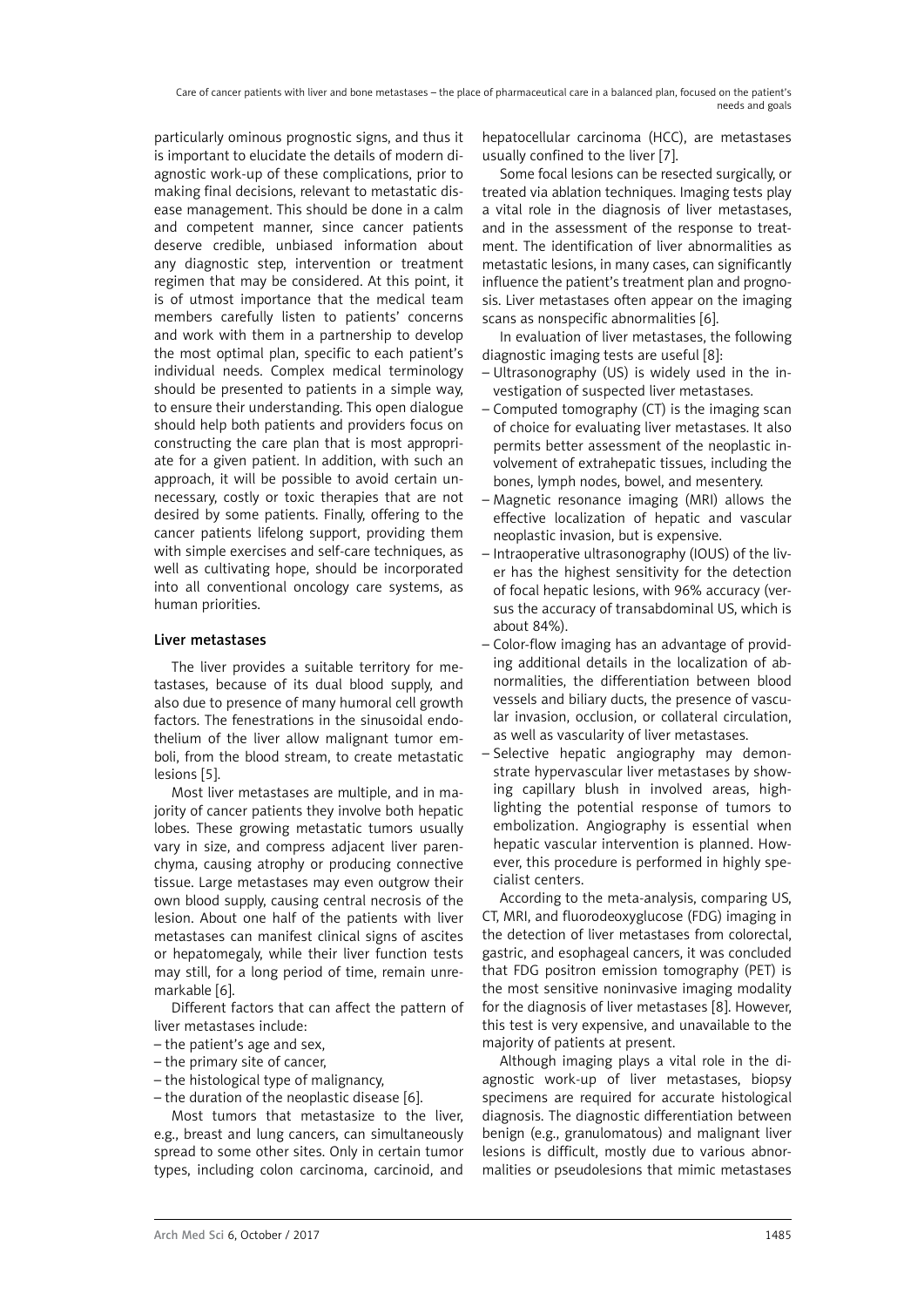particularly ominous prognostic signs, and thus it is important to elucidate the details of modern diagnostic work-up of these complications, prior to making final decisions, relevant to metastatic disease management. This should be done in a calm and competent manner, since cancer patients deserve credible, unbiased information about any diagnostic step, intervention or treatment regimen that may be considered. At this point, it is of utmost importance that the medical team members carefully listen to patients' concerns and work with them in a partnership to develop the most optimal plan, specific to each patient's individual needs. Complex medical terminology should be presented to patients in a simple way, to ensure their understanding. This open dialogue should help both patients and providers focus on constructing the care plan that is most appropriate for a given patient. In addition, with such an approach, it will be possible to avoid certain unnecessary, costly or toxic therapies that are not desired by some patients. Finally, offering to the cancer patients lifelong support, providing them with simple exercises and self-care techniques, as well as cultivating hope, should be incorporated into all conventional oncology care systems, as human priorities.

## Liver metastases

The liver provides a suitable territory for metastases, because of its dual blood supply, and also due to presence of many humoral cell growth factors. The fenestrations in the sinusoidal endothelium of the liver allow malignant tumor emboli, from the blood stream, to create metastatic lesions [5].

Most liver metastases are multiple, and in majority of cancer patients they involve both hepatic lobes. These growing metastatic tumors usually vary in size, and compress adjacent liver parenchyma, causing atrophy or producing connective tissue. Large metastases may even outgrow their own blood supply, causing central necrosis of the lesion. About one half of the patients with liver metastases can manifest clinical signs of ascites or hepatomegaly, while their liver function tests may still, for a long period of time, remain unremarkable [6].

Different factors that can affect the pattern of liver metastases include:

- the patient's age and sex,
- the primary site of cancer,
- the histological type of malignancy,
- the duration of the neoplastic disease [6].

Most tumors that metastasize to the liver, e.g., breast and lung cancers, can simultaneously spread to some other sites. Only in certain tumor types, including colon carcinoma, carcinoid, and hepatocellular carcinoma (HCC), are metastases usually confined to the liver [7].

Some focal lesions can be resected surgically, or treated via ablation techniques. Imaging tests play a vital role in the diagnosis of liver metastases, and in the assessment of the response to treatment. The identification of liver abnormalities as metastatic lesions, in many cases, can significantly influence the patient's treatment plan and prognosis. Liver metastases often appear on the imaging scans as nonspecific abnormalities [6].

In evaluation of liver metastases, the following diagnostic imaging tests are useful [8]:

- Ultrasonography (US) is widely used in the investigation of suspected liver metastases.
- Computed tomography (CT) is the imaging scan of choice for evaluating liver metastases. It also permits better assessment of the neoplastic involvement of extrahepatic tissues, including the bones, lymph nodes, bowel, and mesentery.
- Magnetic resonance imaging (MRI) allows the effective localization of hepatic and vascular neoplastic invasion, but is expensive.
- Intraoperative ultrasonography (IOUS) of the liver has the highest sensitivity for the detection of focal hepatic lesions, with 96% accuracy (versus the accuracy of transabdominal US, which is about 84%).
- Color-flow imaging has an advantage of providing additional details in the localization of abnormalities, the differentiation between blood vessels and biliary ducts, the presence of vascular invasion, occlusion, or collateral circulation, as well as vascularity of liver metastases.
- Selective hepatic angiography may demonstrate hypervascular liver metastases by showing capillary blush in involved areas, highlighting the potential response of tumors to embolization. Angiography is essential when hepatic vascular intervention is planned. However, this procedure is performed in highly specialist centers.

According to the meta-analysis, comparing US, CT, MRI, and fluorodeoxyglucose (FDG) imaging in the detection of liver metastases from colorectal, gastric, and esophageal cancers, it was concluded that FDG positron emission tomography (PET) is the most sensitive noninvasive imaging modality for the diagnosis of liver metastases [8]. However, this test is very expensive, and unavailable to the majority of patients at present.

Although imaging plays a vital role in the diagnostic work-up of liver metastases, biopsy specimens are required for accurate histological diagnosis. The diagnostic differentiation between benign (e.g., granulomatous) and malignant liver lesions is difficult, mostly due to various abnormalities or pseudolesions that mimic metastases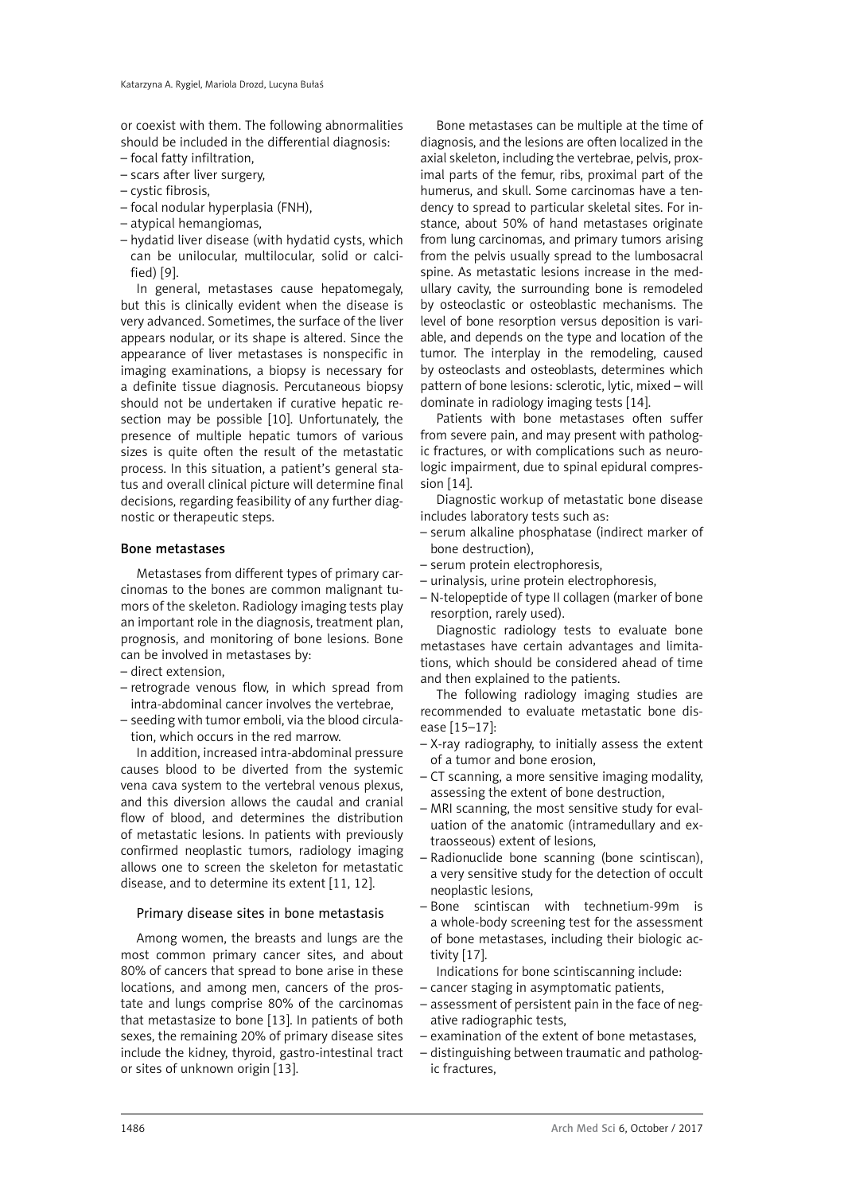or coexist with them. The following abnormalities should be included in the differential diagnosis:
- focal fatty infiltration,
- scars after liver surgery,
- cystic fibrosis,
- focal nodular hyperplasia (FNH),
- atypical hemangiomas,
- hydatid liver disease (with hydatid cysts, which can be unilocular, multilocular, solid or calcified) [9].

In general, metastases cause hepatomegaly, but this is clinically evident when the disease is very advanced. Sometimes, the surface of the liver appears nodular, or its shape is altered. Since the appearance of liver metastases is nonspecific in imaging examinations, a biopsy is necessary for a definite tissue diagnosis. Percutaneous biopsy should not be undertaken if curative hepatic resection may be possible [10]. Unfortunately, the presence of multiple hepatic tumors of various sizes is quite often the result of the metastatic process. In this situation, a patient's general status and overall clinical picture will determine final decisions, regarding feasibility of any further diagnostic or therapeutic steps.

## Bone metastases

Metastases from different types of primary carcinomas to the bones are common malignant tumors of the skeleton. Radiology imaging tests play an important role in the diagnosis, treatment plan, prognosis, and monitoring of bone lesions. Bone can be involved in metastases by:
- direct extension,
- retrograde venous flow, in which spread from intra-abdominal cancer involves the vertebrae,
- seeding with tumor emboli, via the blood circulation, which occurs in the red marrow.

In addition, increased intra-abdominal pressure causes blood to be diverted from the systemic vena cava system to the vertebral venous plexus, and this diversion allows the caudal and cranial flow of blood, and determines the distribution of metastatic lesions. In patients with previously confirmed neoplastic tumors, radiology imaging allows one to screen the skeleton for metastatic disease, and to determine its extent [11, 12].

### Primary disease sites in bone metastasis

Among women, the breasts and lungs are the most common primary cancer sites, and about 80% of cancers that spread to bone arise in these locations, and among men, cancers of the prostate and lungs comprise 80% of the carcinomas that metastasize to bone [13]. In patients of both sexes, the remaining 20% of primary disease sites include the kidney, thyroid, gastro-intestinal tract or sites of unknown origin [13].

Bone metastases can be multiple at the time of diagnosis, and the lesions are often localized in the axial skeleton, including the vertebrae, pelvis, proximal parts of the femur, ribs, proximal part of the humerus, and skull. Some carcinomas have a tendency to spread to particular skeletal sites. For instance, about 50% of hand metastases originate from lung carcinomas, and primary tumors arising from the pelvis usually spread to the lumbosacral spine. As metastatic lesions increase in the medullary cavity, the surrounding bone is remodeled by osteoclastic or osteoblastic mechanisms. The level of bone resorption versus deposition is variable, and depends on the type and location of the tumor. The interplay in the remodeling, caused by osteoclasts and osteoblasts, determines which pattern of bone lesions: sclerotic, lytic, mixed – will dominate in radiology imaging tests [14].

Patients with bone metastases often suffer from severe pain, and may present with pathologic fractures, or with complications such as neurologic impairment, due to spinal epidural compression [14].

Diagnostic workup of metastatic bone disease includes laboratory tests such as:
- serum alkaline phosphatase (indirect marker of bone destruction),
- serum protein electrophoresis,
- urinalysis, urine protein electrophoresis,
- N-telopeptide of type II collagen (marker of bone resorption, rarely used).

Diagnostic radiology tests to evaluate bone metastases have certain advantages and limitations, which should be considered ahead of time and then explained to the patients.

The following radiology imaging studies are recommended to evaluate metastatic bone disease [15–17]:
- X-ray radiography, to initially assess the extent of a tumor and bone erosion,
- CT scanning, a more sensitive imaging modality, assessing the extent of bone destruction,
- MRI scanning, the most sensitive study for evaluation of the anatomic (intramedullary and extraosseous) extent of lesions,
- Radionuclide bone scanning (bone scintiscan), a very sensitive study for the detection of occult neoplastic lesions,
- Bone scintiscan with technetium-99m is a whole-body screening test for the assessment of bone metastases, including their biologic activity [17].

Indications for bone scintiscanning include:
- cancer staging in asymptomatic patients,
- assessment of persistent pain in the face of negative radiographic tests,
- examination of the extent of bone metastases,
- distinguishing between traumatic and pathologic fractures,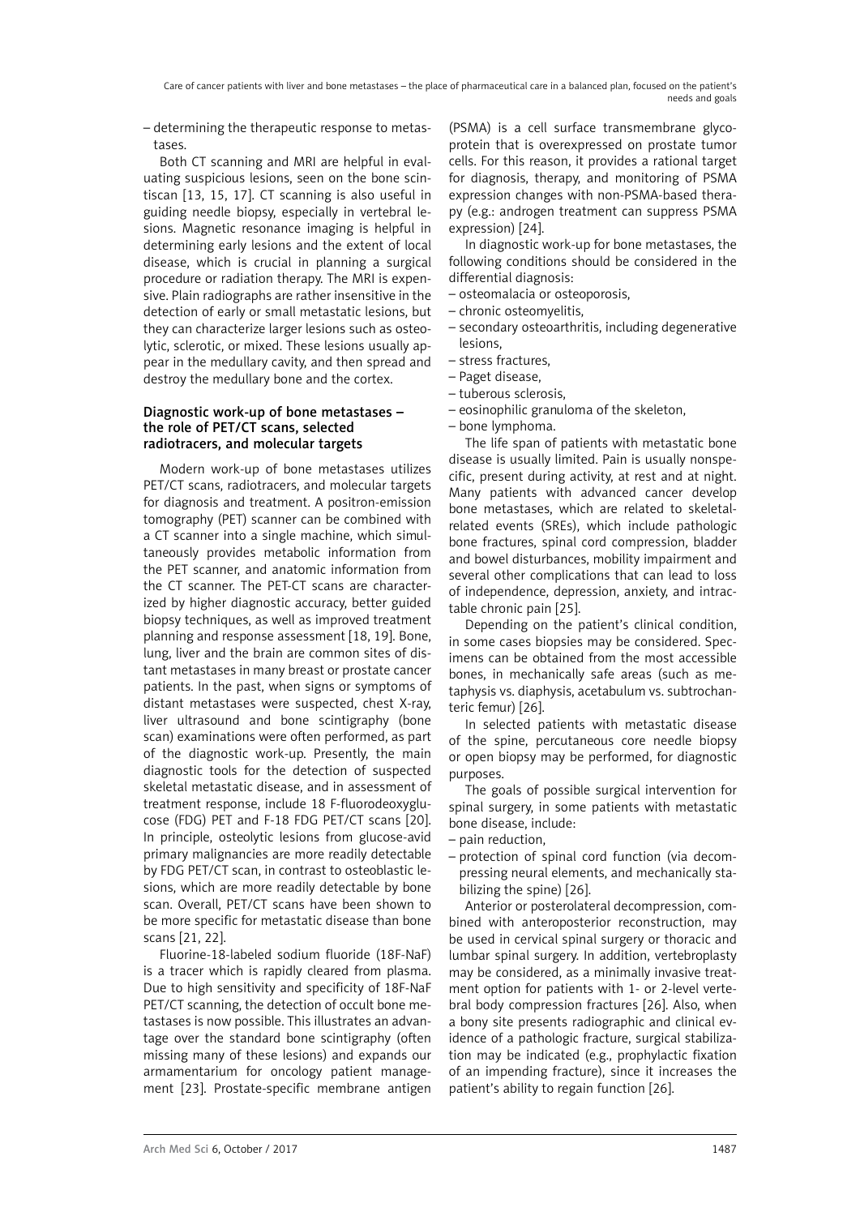– determining the therapeutic response to metastases.

Both CT scanning and MRI are helpful in evaluating suspicious lesions, seen on the bone scintiscan [13, 15, 17]. CT scanning is also useful in guiding needle biopsy, especially in vertebral lesions. Magnetic resonance imaging is helpful in determining early lesions and the extent of local disease, which is crucial in planning a surgical procedure or radiation therapy. The MRI is expensive. Plain radiographs are rather insensitive in the detection of early or small metastatic lesions, but they can characterize larger lesions such as osteolytic, sclerotic, or mixed. These lesions usually appear in the medullary cavity, and then spread and destroy the medullary bone and the cortex.

### Diagnostic work-up of bone metastases – the role of PET/CT scans, selected radiotracers, and molecular targets

Modern work-up of bone metastases utilizes PET/CT scans, radiotracers, and molecular targets for diagnosis and treatment. A positron-emission tomography (PET) scanner can be combined with a CT scanner into a single machine, which simultaneously provides metabolic information from the PET scanner, and anatomic information from the CT scanner. The PET-CT scans are characterized by higher diagnostic accuracy, better guided biopsy techniques, as well as improved treatment planning and response assessment [18, 19]. Bone, lung, liver and the brain are common sites of distant metastases in many breast or prostate cancer patients. In the past, when signs or symptoms of distant metastases were suspected, chest X-ray, liver ultrasound and bone scintigraphy (bone scan) examinations were often performed, as part of the diagnostic work-up. Presently, the main diagnostic tools for the detection of suspected skeletal metastatic disease, and in assessment of treatment response, include 18 F-fluorodeoxyglucose (FDG) PET and F-18 FDG PET/CT scans [20]. In principle, osteolytic lesions from glucose-avid primary malignancies are more readily detectable by FDG PET/CT scan, in contrast to osteoblastic lesions, which are more readily detectable by bone scan. Overall, PET/CT scans have been shown to be more specific for metastatic disease than bone scans [21, 22].

Fluorine-18-labeled sodium fluoride (18F-NaF) is a tracer which is rapidly cleared from plasma. Due to high sensitivity and specificity of 18F-NaF PET/CT scanning, the detection of occult bone metastases is now possible. This illustrates an advantage over the standard bone scintigraphy (often missing many of these lesions) and expands our armamentarium for oncology patient management [23]. Prostate-specific membrane antigen (PSMA) is a cell surface transmembrane glycoprotein that is overexpressed on prostate tumor cells. For this reason, it provides a rational target for diagnosis, therapy, and monitoring of PSMA expression changes with non-PSMA-based therapy (e.g.: androgen treatment can suppress PSMA expression) [24].

In diagnostic work-up for bone metastases, the following conditions should be considered in the differential diagnosis:

– osteomalacia or osteoporosis,
– chronic osteomyelitis,
– secondary osteoarthritis, including degenerative lesions,
– stress fractures,
– Paget disease,
– tuberous sclerosis,
– eosinophilic granuloma of the skeleton,
– bone lymphoma.

The life span of patients with metastatic bone disease is usually limited. Pain is usually nonspecific, present during activity, at rest and at night. Many patients with advanced cancer develop bone metastases, which are related to skeletal-related events (SREs), which include pathologic bone fractures, spinal cord compression, bladder and bowel disturbances, mobility impairment and several other complications that can lead to loss of independence, depression, anxiety, and intractable chronic pain [25].

Depending on the patient's clinical condition, in some cases biopsies may be considered. Specimens can be obtained from the most accessible bones, in mechanically safe areas (such as metaphysis vs. diaphysis, acetabulum vs. subtrochanteric femur) [26].

In selected patients with metastatic disease of the spine, percutaneous core needle biopsy or open biopsy may be performed, for diagnostic purposes.

The goals of possible surgical intervention for spinal surgery, in some patients with metastatic bone disease, include:

– pain reduction,
– protection of spinal cord function (via decompressing neural elements, and mechanically stabilizing the spine) [26].

Anterior or posterolateral decompression, combined with anteroposterior reconstruction, may be used in cervical spinal surgery or thoracic and lumbar spinal surgery. In addition, vertebroplasty may be considered, as a minimally invasive treatment option for patients with 1- or 2-level vertebral body compression fractures [26]. Also, when a bony site presents radiographic and clinical evidence of a pathologic fracture, surgical stabilization may be indicated (e.g., prophylactic fixation of an impending fracture), since it increases the patient's ability to regain function [26].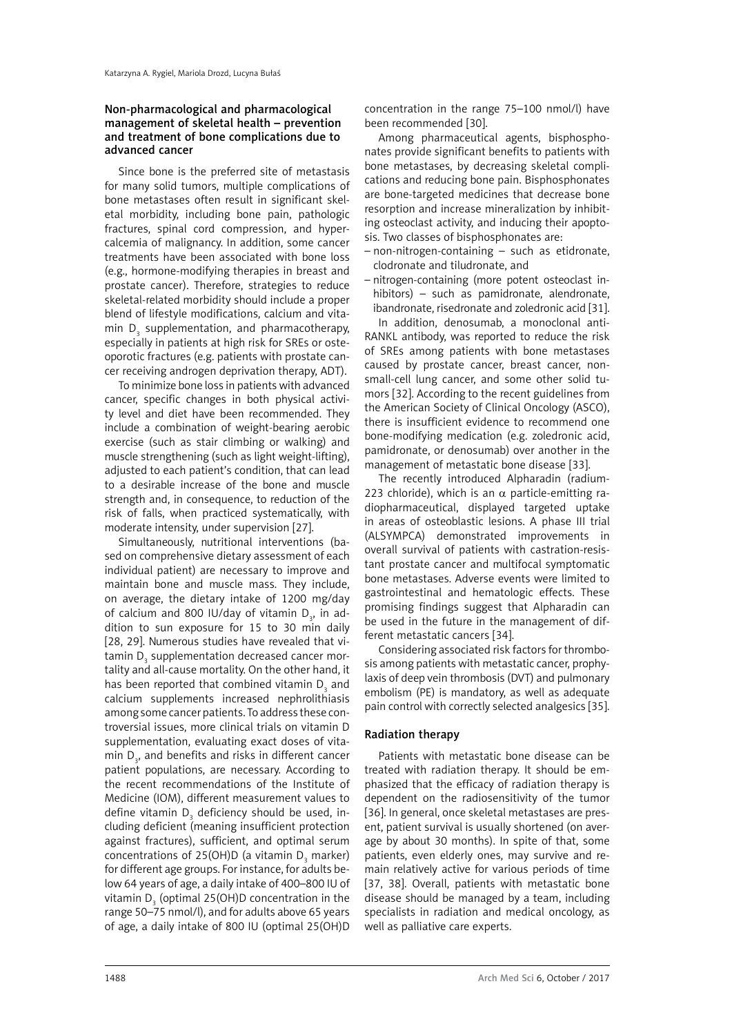### Non-pharmacological and pharmacological management of skeletal health – prevention and treatment of bone complications due to advanced cancer

Since bone is the preferred site of metastasis for many solid tumors, multiple complications of bone metastases often result in significant skeletal morbidity, including bone pain, pathologic fractures, spinal cord compression, and hypercalcemia of malignancy. In addition, some cancer treatments have been associated with bone loss (e.g., hormone-modifying therapies in breast and prostate cancer). Therefore, strategies to reduce skeletal-related morbidity should include a proper blend of lifestyle modifications, calcium and vitamin $D_3$ supplementation, and pharmacotherapy, especially in patients at high risk for SREs or osteoporotic fractures (e.g. patients with prostate cancer receiving androgen deprivation therapy, ADT).

To minimize bone loss in patients with advanced cancer, specific changes in both physical activity level and diet have been recommended. They include a combination of weight-bearing aerobic exercise (such as stair climbing or walking) and muscle strengthening (such as light weight-lifting), adjusted to each patient's condition, that can lead to a desirable increase of the bone and muscle strength and, in consequence, to reduction of the risk of falls, when practiced systematically, with moderate intensity, under supervision [27].

Simultaneously, nutritional interventions (based on comprehensive dietary assessment of each individual patient) are necessary to improve and maintain bone and muscle mass. They include, on average, the dietary intake of 1200 mg/day of calcium and 800 IU/day of vitamin $D_3$, in addition to sun exposure for 15 to 30 min daily [28, 29]. Numerous studies have revealed that vitamin $D_3$ supplementation decreased cancer mortality and all-cause mortality. On the other hand, it has been reported that combined vitamin $D_3$ and calcium supplements increased nephrolithiasis among some cancer patients. To address these controversial issues, more clinical trials on vitamin D supplementation, evaluating exact doses of vitamin $D_3$, and benefits and risks in different cancer patient populations, are necessary. According to the recent recommendations of the Institute of Medicine (IOM), different measurement values to define vitamin $D_3$ deficiency should be used, including deficient (meaning insufficient protection against fractures), sufficient, and optimal serum concentrations of 25(OH)D (a vitamin $D_3$ marker) for different age groups. For instance, for adults below 64 years of age, a daily intake of 400–800 IU of vitamin $D_3$ (optimal 25(OH)D concentration in the range 50–75 nmol/l), and for adults above 65 years of age, a daily intake of 800 IU (optimal 25(OH)D concentration in the range 75–100 nmol/l) have been recommended [30].

Among pharmacological agents, bisphosphonates provide significant benefits to patients with bone metastases, by decreasing skeletal complications and reducing bone pain. Bisphosphonates are bone-targeted medicines that decrease bone resorption and increase mineralization by inhibiting osteoclast activity, and inducing their apoptosis. Two classes of bisphosphonates are:

- non-nitrogen-containing – such as etidronate, clodronate and tiludronate, and
- nitrogen-containing (more potent osteoclast inhibitors) – such as pamidronate, alendronate, ibandronate, risedronate and zoledronic acid [31].

In addition, denosumab, a monoclonal anti-RANKL antibody, was reported to reduce the risk of SREs among patients with bone metastases caused by prostate cancer, breast cancer, non-small-cell lung cancer, and some other solid tumors [32]. According to the recent guidelines from the American Society of Clinical Oncology (ASCO), there is insufficient evidence to recommend one bone-modifying medication (e.g. zoledronic acid, pamidronate, or denosumab) over another in the management of metastatic bone disease [33].

The recently introduced Alpharadin (radium-223 chloride), which is an $\alpha$ particle-emitting radiopharmaceutical, displayed targeted uptake in areas of osteoblastic lesions. A phase III trial (ALSYMPCA) demonstrated improvements in overall survival of patients with castration-resistant prostate cancer and multifocal symptomatic bone metastases. Adverse events were limited to gastrointestinal and hematologic effects. These promising findings suggest that Alpharadin can be used in the future in the management of different metastatic cancers [34].

Considering associated risk factors for thrombosis among patients with metastatic cancer, prophylaxis of deep vein thrombosis (DVT) and pulmonary embolism (PE) is mandatory, as well as adequate pain control with correctly selected analgesics [35].

### Radiation therapy

Patients with metastatic bone disease can be treated with radiation therapy. It should be emphasized that the efficacy of radiation therapy is dependent on the radiosensitivity of the tumor [36]. In general, once skeletal metastases are present, patient survival is usually shortened (on average by about 30 months). In spite of that, some patients, even elderly ones, may survive and remain relatively active for various periods of time [37, 38]. Overall, patients with metastatic bone disease should be managed by a team, including specialists in radiation and medical oncology, as well as palliative care experts.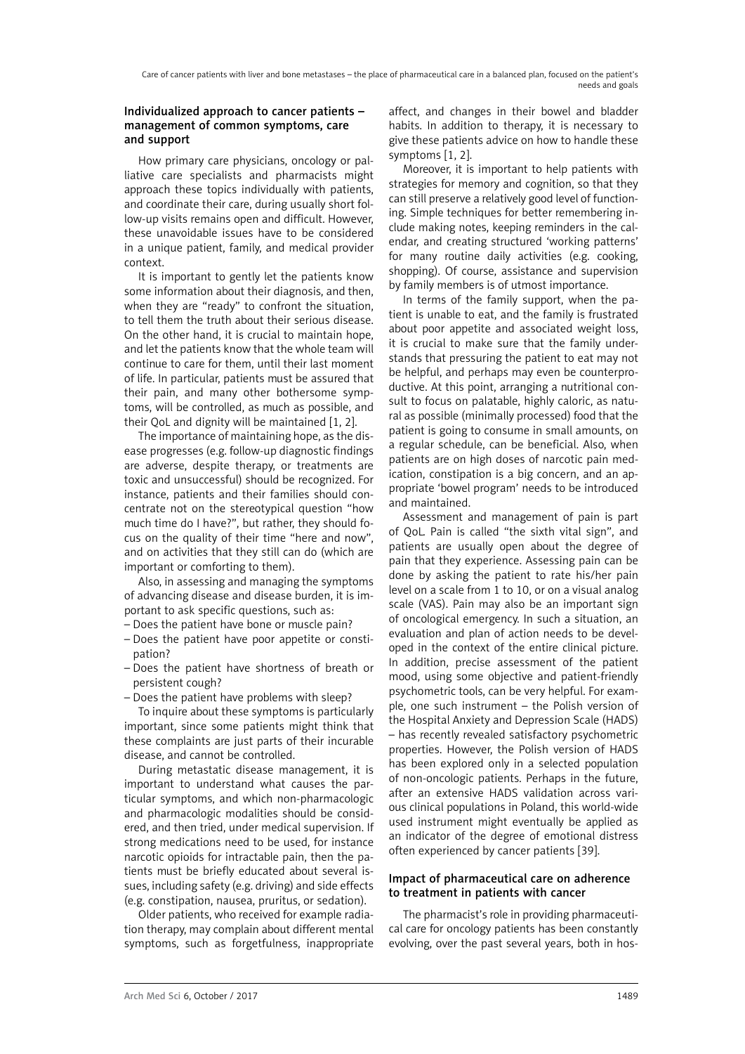## Individualized approach to cancer patients – management of common symptoms, care and support

How primary care physicians, oncology or palliative care specialists and pharmacists might approach these topics individually with patients, and coordinate their care, during usually short follow-up visits remains open and difficult. However, these unavoidable issues have to be considered in a unique patient, family, and medical provider context.

It is important to gently let the patients know some information about their diagnosis, and then, when they are "ready" to confront the situation, to tell them the truth about their serious disease. On the other hand, it is crucial to maintain hope, and let the patients know that the whole team will continue to care for them, until their last moment of life. In particular, patients must be assured that their pain, and many other bothersome symptoms, will be controlled, as much as possible, and their QoL and dignity will be maintained [1, 2].

The importance of maintaining hope, as the disease progresses (e.g. follow-up diagnostic findings are adverse, despite therapy, or treatments are toxic and unsuccessful) should be recognized. For instance, patients and their families should concentrate not on the stereotypical question "how much time do I have?", but rather, they should focus on the quality of their time "here and now", and on activities that they still can do (which are important or comforting to them).

Also, in assessing and managing the symptoms of advancing disease and disease burden, it is important to ask specific questions, such as:

- Does the patient have bone or muscle pain?
- Does the patient have poor appetite or constipation?
- Does the patient have shortness of breath or persistent cough?
- Does the patient have problems with sleep?

To inquire about these symptoms is particularly important, since some patients might think that these complaints are just parts of their incurable disease, and cannot be controlled.

During metastatic disease management, it is important to understand what causes the particular symptoms, and which non-pharmacologic and pharmacologic modalities should be considered, and then tried, under medical supervision. If strong medications need to be used, for instance narcotic opioids for intractable pain, then the patients must be briefly educated about several issues, including safety (e.g. driving) and side effects (e.g. constipation, nausea, pruritus, or sedation).

Older patients, who received for example radiation therapy, may complain about different mental symptoms, such as forgetfulness, inappropriate affect, and changes in their bowel and bladder habits. In addition to therapy, it is necessary to give these patients advice on how to handle these symptoms [1, 2].

Moreover, it is important to help patients with strategies for memory and cognition, so that they can still preserve a relatively good level of functioning. Simple techniques for better remembering include making notes, keeping reminders in the calendar, and creating structured 'working patterns' for many routine daily activities (e.g. cooking, shopping). Of course, assistance and supervision by family members is of utmost importance.

In terms of the family support, when the patient is unable to eat, and the family is frustrated about poor appetite and associated weight loss, it is crucial to make sure that the family understands that pressuring the patient to eat may not be helpful, and perhaps may even be counterproductive. At this point, arranging a nutritional consult to focus on palatable, highly caloric, as natural as possible (minimally processed) food that the patient is going to consume in small amounts, on a regular schedule, can be beneficial. Also, when patients are on high doses of narcotic pain medication, constipation is a big concern, and an appropriate 'bowel program' needs to be introduced and maintained.

Assessment and management of pain is part of QoL. Pain is called "the sixth vital sign", and patients are usually open about the degree of pain that they experience. Assessing pain can be done by asking the patient to rate his/her pain level on a scale from 1 to 10, or on a visual analog scale (VAS). Pain may also be an important sign of oncological emergency. In such a situation, an evaluation and plan of action needs to be developed in the context of the entire clinical picture. In addition, precise assessment of the patient mood, using some objective and patient-friendly psychometric tools, can be very helpful. For example, one such instrument – the Polish version of the Hospital Anxiety and Depression Scale (HADS) – has recently revealed satisfactory psychometric properties. However, the Polish version of HADS has been explored only in a selected population of non-oncologic patients. Perhaps in the future, after an extensive HADS validation across various clinical populations in Poland, this world-wide used instrument might eventually be applied as an indicator of the degree of emotional distress often experienced by cancer patients [39].

## Impact of pharmaceutical care on adherence to treatment in patients with cancer

The pharmacist's role in providing pharmaceutical care for oncology patients has been constantly evolving, over the past several years, both in hos-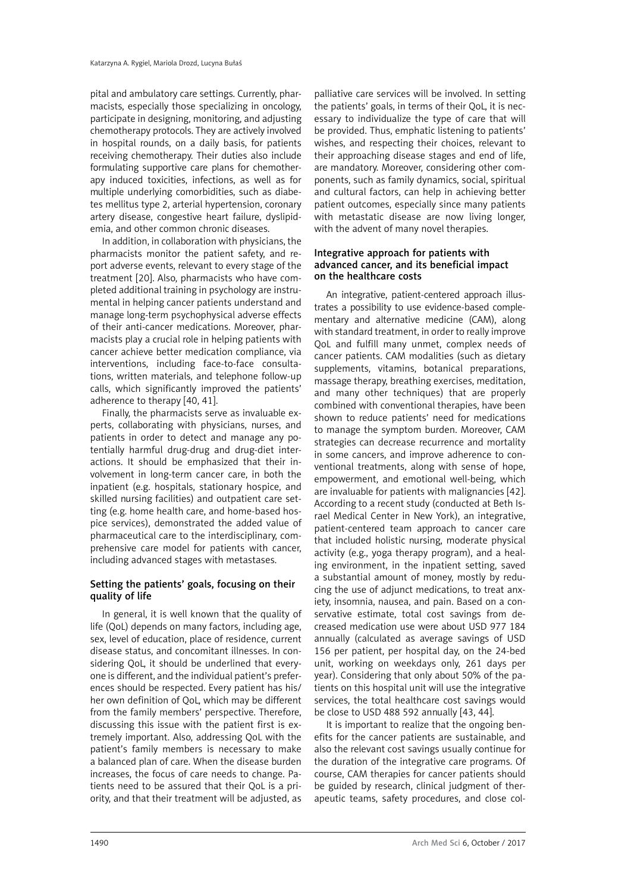pital and ambulatory care settings. Currently, pharmacists, especially those specializing in oncology, participate in designing, monitoring, and adjusting chemotherapy protocols. They are actively involved in hospital rounds, on a daily basis, for patients receiving chemotherapy. Their duties also include formulating supportive care plans for chemotherapy induced toxicities, infections, as well as for multiple underlying comorbidities, such as diabetes mellitus type 2, arterial hypertension, coronary artery disease, congestive heart failure, dyslipidemia, and other common chronic diseases.

In addition, in collaboration with physicians, the pharmacists monitor the patient safety, and report adverse events, relevant to every stage of the treatment [20]. Also, pharmacists who have completed additional training in psychology are instrumental in helping cancer patients understand and manage long-term psychophysical adverse effects of their anti-cancer medications. Moreover, pharmacists play a crucial role in helping patients with cancer achieve better medication compliance, via interventions, including face-to-face consultations, written materials, and telephone follow-up calls, which significantly improved the patients' adherence to therapy [40, 41].

Finally, the pharmacists serve as invaluable experts, collaborating with physicians, nurses, and patients in order to detect and manage any potentially harmful drug-drug and drug-diet interactions. It should be emphasized that their involvement in long-term cancer care, in both the inpatient (e.g. hospitals, stationary hospice, and skilled nursing facilities) and outpatient care setting (e.g. home health care, and home-based hospice services), demonstrated the added value of pharmaceutical care to the interdisciplinary, comprehensive care model for patients with cancer, including advanced stages with metastases.

### Setting the patients' goals, focusing on their quality of life

In general, it is well known that the quality of life (QoL) depends on many factors, including age, sex, level of education, place of residence, current disease status, and concomitant illnesses. In considering QoL, it should be underlined that everyone is different, and the individual patient's preferences should be respected. Every patient has his/her own definition of QoL, which may be different from the family members' perspective. Therefore, discussing this issue with the patient first is extremely important. Also, addressing QoL with the patient's family members is necessary to make a balanced plan of care. When the disease burden increases, the focus of care needs to change. Patients need to be assured that their QoL is a priority, and that their treatment will be adjusted, as palliative care services will be involved. In setting the patients' goals, in terms of their QoL, it is necessary to individualize the type of care that will be provided. Thus, emphatic listening to patients' wishes, and respecting their choices, relevant to their approaching disease stages and end of life, are mandatory. Moreover, considering other components, such as family dynamics, social, spiritual and cultural factors, can help in achieving better patient outcomes, especially since many patients with metastatic disease are now living longer, with the advent of many novel therapies.

### Integrative approach for patients with advanced cancer, and its beneficial impact on the healthcare costs

An integrative, patient-centered approach illustrates a possibility to use evidence-based complementary and alternative medicine (CAM), along with standard treatment, in order to really improve QoL and fulfill many unmet, complex needs of cancer patients. CAM modalities (such as dietary supplements, vitamins, botanical preparations, massage therapy, breathing exercises, meditation, and many other techniques) that are properly combined with conventional therapies, have been shown to reduce patients' need for medications to manage the symptom burden. Moreover, CAM strategies can decrease recurrence and mortality in some cancers, and improve adherence to conventional treatments, along with sense of hope, empowerment, and emotional well-being, which are invaluable for patients with malignancies [42]. According to a recent study (conducted at Beth Israel Medical Center in New York), an integrative, patient-centered team approach to cancer care that included holistic nursing, moderate physical activity (e.g., yoga therapy program), and a healing environment, in the inpatient setting, saved a substantial amount of money, mostly by reducing the use of adjunct medications, to treat anxiety, insomnia, nausea, and pain. Based on a conservative estimate, total cost savings from decreased medication use were about USD 977 184 annually (calculated as average savings of USD 156 per patient, per hospital day, on the 24-bed unit, working on weekdays only, 261 days per year). Considering that only about 50% of the patients on this hospital unit will use the integrative services, the total healthcare cost savings would be close to USD 488 592 annually [43, 44].

It is important to realize that the ongoing benefits for the cancer patients are sustainable, and also the relevant cost savings usually continue for the duration of the integrative care programs. Of course, CAM therapies for cancer patients should be guided by research, clinical judgment of therapeutic teams, safety procedures, and close col-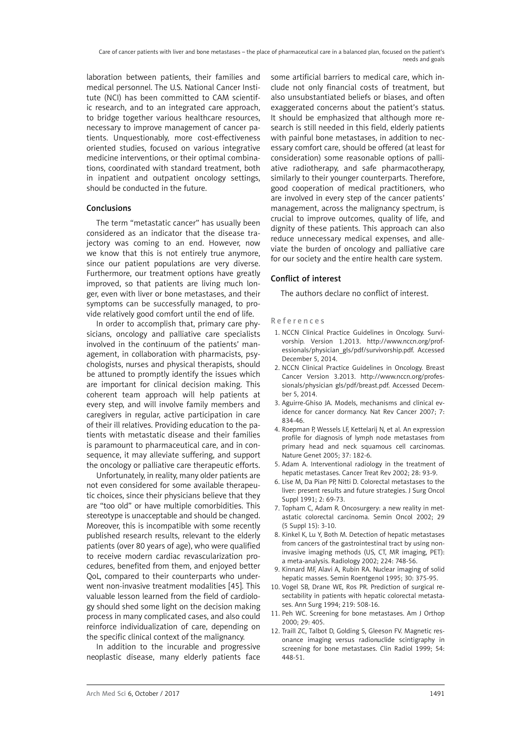laboration between patients, their families and medical personnel. The U.S. National Cancer Institute (NCI) has been committed to CAM scientific research, and to an integrated care approach, to bridge together various healthcare resources, necessary to improve management of cancer patients. Unquestionably, more cost-effectiveness oriented studies, focused on various integrative medicine interventions, or their optimal combinations, coordinated with standard treatment, both in inpatient and outpatient oncology settings, should be conducted in the future.

## Conclusions

The term "metastatic cancer" has usually been considered as an indicator that the disease trajectory was coming to an end. However, now we know that this is not entirely true anymore, since our patient populations are very diverse. Furthermore, our treatment options have greatly improved, so that patients are living much longer, even with liver or bone metastases, and their symptoms can be successfully managed, to provide relatively good comfort until the end of life.

In order to accomplish that, primary care physicians, oncology and palliative care specialists involved in the continuum of the patients' management, in collaboration with pharmacists, psychologists, nurses and physical therapists, should be attuned to promptly identify the issues which are important for clinical decision making. This coherent team approach will help patients at every step, and will involve family members and caregivers in regular, active participation in care of their ill relatives. Providing education to the patients with metastatic disease and their families is paramount to pharmaceutical care, and in consequence, it may alleviate suffering, and support the oncology or palliative care therapeutic efforts.

Unfortunately, in reality, many older patients are not even considered for some available therapeutic choices, since their physicians believe that they are "too old" or have multiple comorbidities. This stereotype is unacceptable and should be changed. Moreover, this is incompatible with some recently published research results, relevant to the elderly patients (over 80 years of age), who were qualified to receive modern cardiac revascularization procedures, benefited from them, and enjoyed better QoL, compared to their counterparts who underwent non-invasive treatment modalities [45]. This valuable lesson learned from the field of cardiology should shed some light on the decision making process in many complicated cases, and also could reinforce individualization of care, depending on the specific clinical context of the malignancy.

In addition to the incurable and progressive neoplastic disease, many elderly patients face some artificial barriers to medical care, which include not only financial costs of treatment, but also unsubstantiated beliefs or biases, and often exaggerated concerns about the patient's status. It should be emphasized that although more research is still needed in this field, elderly patients with painful bone metastases, in addition to necessary comfort care, should be offered (at least for consideration) some reasonable options of palliative radiotherapy, and safe pharmacotherapy, similarly to their younger counterparts. Therefore, good cooperation of medical practitioners, who are involved in every step of the cancer patients' management, across the malignancy spectrum, is crucial to improve outcomes, quality of life, and dignity of these patients. This approach can also reduce unnecessary medical expenses, and alleviate the burden of oncology and palliative care for our society and the entire health care system.

## Conflict of interest

The authors declare no conflict of interest.

## References

1. NCCN Clinical Practice Guidelines in Oncology. Survivorship. Version 1.2013. http://www.nccn.org/professionals/physician_gls/pdf/survivorship.pdf. Accessed December 5, 2014.
2. NCCN Clinical Practice Guidelines in Oncology. Breast Cancer Version 3.2013. http://www.nccn.org/professionals/physician gls/pdf/breast.pdf. Accessed December 5, 2014.
3. Aguirre-Ghiso JA. Models, mechanisms and clinical evidence for cancer dormancy. Nat Rev Cancer 2007; 7: 834-46.
4. Roepman P, Wessels LF, Kettelarij N, et al. An expression profile for diagnosis of lymph node metastases from primary head and neck squamous cell carcinomas. Nature Genet 2005; 37: 182-6.
5. Adam A. Interventional radiology in the treatment of hepatic metastases. Cancer Treat Rev 2002; 28: 93-9.
6. Lise M, Da Pian PP, Nitti D. Colorectal metastases to the liver: present results and future strategies. J Surg Oncol Suppl 1991; 2: 69-73.
7. Topham C, Adam R. Oncosurgery: a new reality in metastatic colorectal carcinoma. Semin Oncol 2002; 29 (5 Suppl 15): 3-10.
8. Kinkel K, Lu Y, Both M. Detection of hepatic metastases from cancers of the gastrointestinal tract by using noninvasive imaging methods (US, CT, MR imaging, PET): a meta-analysis. Radiology 2002; 224: 748-56.
9. Kinnard MF, Alavi A, Rubin RA. Nuclear imaging of solid hepatic masses. Semin Roentgenol 1995; 30: 375-95.
10. Vogel SB, Drane WE, Ros PR. Prediction of surgical resectability in patients with hepatic colorectal metastases. Ann Surg 1994; 219: 508-16.
11. Peh WC. Screening for bone metastases. Am J Orthop 2000; 29: 405.
12. Traill ZC, Talbot D, Golding S, Gleeson FV. Magnetic resonance imaging versus radionuclide scintigraphy in screening for bone metastases. Clin Radiol 1999; 54: 448-51.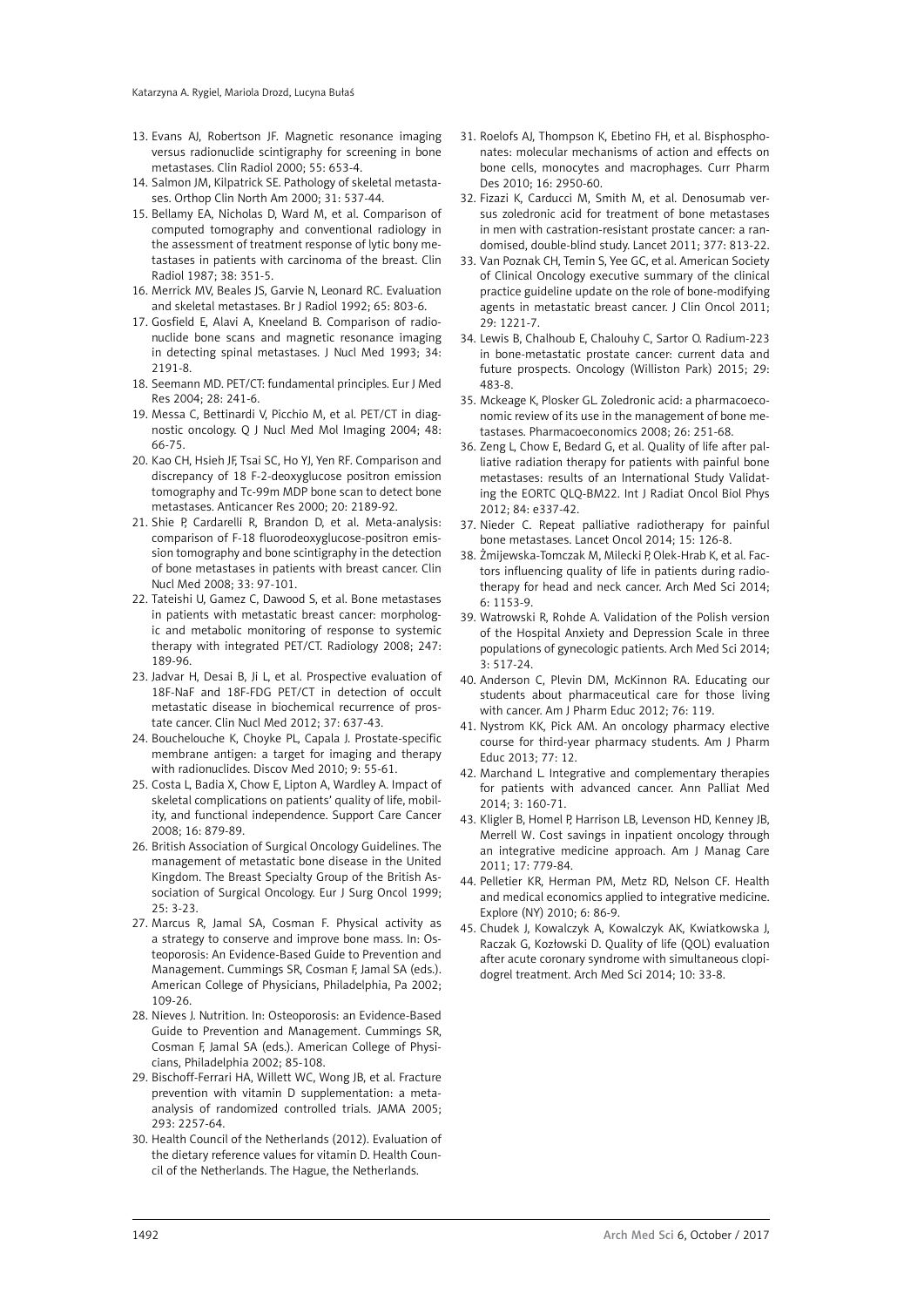13. Evans AJ, Robertson JF. Magnetic resonance imaging versus radionuclide scintigraphy for screening in bone metastases. Clin Radiol 2000; 55: 653-4.
14. Salmon JM, Kilpatrick SE. Pathology of skeletal metastases. Orthop Clin North Am 2000; 31: 537-44.
15. Bellamy EA, Nicholas D, Ward M, et al. Comparison of computed tomography and conventional radiology in the assessment of treatment response of lytic bony metastases in patients with carcinoma of the breast. Clin Radiol 1987; 38: 351-5.
16. Merrick MV, Beales JS, Garvie N, Leonard RC. Evaluation and skeletal metastases. Br J Radiol 1992; 65: 803-6.
17. Gosfield E, Alavi A, Kneeland B. Comparison of radionuclide bone scans and magnetic resonance imaging in detecting spinal metastases. J Nucl Med 1993; 34: 2191-8.
18. Seemann MD. PET/CT: fundamental principles. Eur J Med Res 2004; 28: 241-6.
19. Messa C, Bettinardi V, Picchio M, et al. PET/CT in diagnostic oncology. Q J Nucl Med Mol Imaging 2004; 48: 66-75.
20. Kao CH, Hsieh JF, Tsai SC, Ho YJ, Yen RF. Comparison and discrepancy of 18 F-2-deoxyglucose positron emission tomography and Tc-99m MDP bone scan to detect bone metastases. Anticancer Res 2000; 20: 2189-92.
21. Shie P, Cardarelli R, Brandon D, et al. Meta-analysis: comparison of F-18 fluorodeoxyglucose-positron emission tomography and bone scintigraphy in the detection of bone metastases in patients with breast cancer. Clin Nucl Med 2008; 33: 97-101.
22. Tateishi U, Gamez C, Dawood S, et al. Bone metastases in patients with metastatic breast cancer: morphologic and metabolic monitoring of response to systemic therapy with integrated PET/CT. Radiology 2008; 247: 189-96.
23. Jadvar H, Desai B, Ji L, et al. Prospective evaluation of 18F-NaF and 18F-FDG PET/CT in detection of occult metastatic disease in biochemical recurrence of prostate cancer. Clin Nucl Med 2012; 37: 637-43.
24. Bouchelouche K, Choyke PL, Capala J. Prostate-specific membrane antigen: a target for imaging and therapy with radionuclides. Discov Med 2010; 9: 55-61.
25. Costa L, Badia X, Chow E, Lipton A, Wardley A. Impact of skeletal complications on patients' quality of life, mobility, and functional independence. Support Care Cancer 2008; 16: 879-89.
26. British Association of Surgical Oncology Guidelines. The management of metastatic bone disease in the United Kingdom. The Breast Specialty Group of the British Association of Surgical Oncology. Eur J Surg Oncol 1999; 25: 3-23.
27. Marcus R, Jamal SA, Cosman F. Physical activity as a strategy to conserve and improve bone mass. In: Osteoporosis: An Evidence-Based Guide to Prevention and Management. Cummings SR, Cosman F, Jamal SA (eds.). American College of Physicians, Philadelphia, Pa 2002; 109-26.
28. Nieves J. Nutrition. In: Osteoporosis: an Evidence-Based Guide to Prevention and Management. Cummings SR, Cosman F, Jamal SA (eds.). American College of Physicians, Philadelphia 2002; 85-108.
29. Bischoff-Ferrari HA, Willett WC, Wong JB, et al. Fracture prevention with vitamin D supplementation: a meta-analysis of randomized controlled trials. JAMA 2005; 293: 2257-64.
30. Health Council of the Netherlands (2012). Evaluation of the dietary reference values for vitamin D. Health Council of the Netherlands. The Hague, the Netherlands.
31. Roelofs AJ, Thompson K, Ebetino FH, et al. Bisphosphonates: molecular mechanisms of action and effects on bone cells, monocytes and macrophages. Curr Pharm Des 2010; 16: 2950-60.
32. Fizazi K, Carducci M, Smith M, et al. Denosumab versus zoledronic acid for treatment of bone metastases in men with castration-resistant prostate cancer: a randomised, double-blind study. Lancet 2011; 377: 813-22.
33. Van Poznak CH, Temin S, Yee GC, et al. American Society of Clinical Oncology executive summary of the clinical practice guideline update on the role of bone-modifying agents in metastatic breast cancer. J Clin Oncol 2011; 29: 1221-7.
34. Lewis B, Chalhoub E, Chalouhy C, Sartor O. Radium-223 in bone-metastatic prostate cancer: current data and future prospects. Oncology (Williston Park) 2015; 29: 483-8.
35. Mckeage K, Plosker GL. Zoledronic acid: a pharmacoeconomic review of its use in the management of bone metastases. Pharmacoeconomics 2008; 26: 251-68.
36. Zeng L, Chow E, Bedard G, et al. Quality of life after palliative radiation therapy for patients with painful bone metastases: results of an International Study Validating the EORTC QLQ-BM22. Int J Radiat Oncol Biol Phys 2012; 84: e337-42.
37. Nieder C. Repeat palliative radiotherapy for painful bone metastases. Lancet Oncol 2014; 15: 126-8.
38. Żmijewska-Tomczak M, Milecki P, Olek-Hrab K, et al. Factors influencing quality of life in patients during radiotherapy for head and neck cancer. Arch Med Sci 2014; 6: 1153-9.
39. Watrowski R, Rohde A. Validation of the Polish version of the Hospital Anxiety and Depression Scale in three populations of gynecologic patients. Arch Med Sci 2014; 3: 517-24.
40. Anderson C, Plevin DM, McKinnon RA. Educating our students about pharmaceutical care for those living with cancer. Am J Pharm Educ 2012; 76: 119.
41. Nystrom KK, Pick AM. An oncology pharmacy elective course for third-year pharmacy students. Am J Pharm Educ 2013; 77: 12.
42. Marchand L. Integrative and complementary therapies for patients with advanced cancer. Ann Palliat Med 2014; 3: 160-71.
43. Kligler B, Homel P, Harrison LB, Levenson HD, Kenney JB, Merrell W. Cost savings in inpatient oncology through an integrative medicine approach. Am J Manag Care 2011; 17: 779-84.
44. Pelletier KR, Herman PM, Metz RD, Nelson CF. Health and medical economics applied to integrative medicine. Explore (NY) 2010; 6: 86-9.
45. Chudek J, Kowalczyk A, Kowalczyk AK, Kwiatkowska J, Raczak G, Kozłowski D. Quality of life (QOL) evaluation after acute coronary syndrome with simultaneous clopidogrel treatment. Arch Med Sci 2014; 10: 33-8.